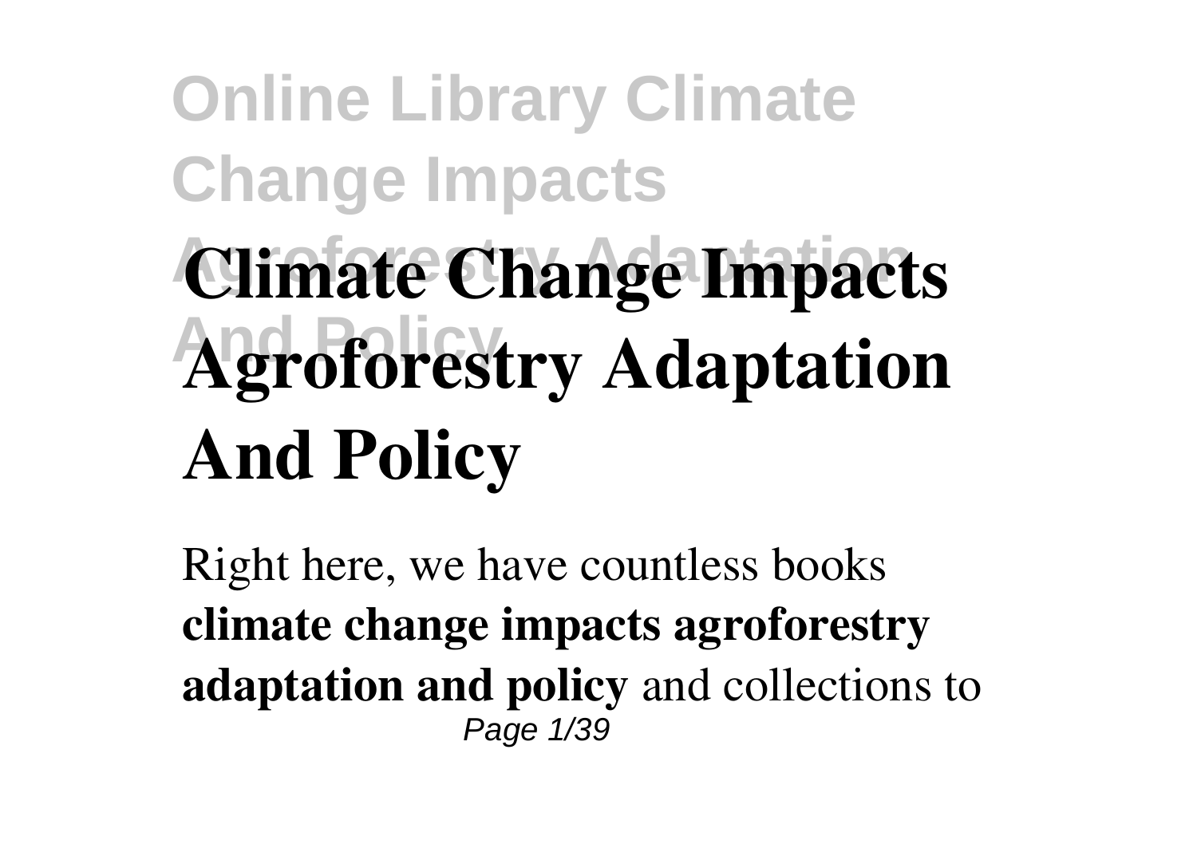# Climate Change Impacts Agroforestry Adaptation And Policy

Right here, we have countless books **climate change impacts agroforestry adaptation and policy** and collections to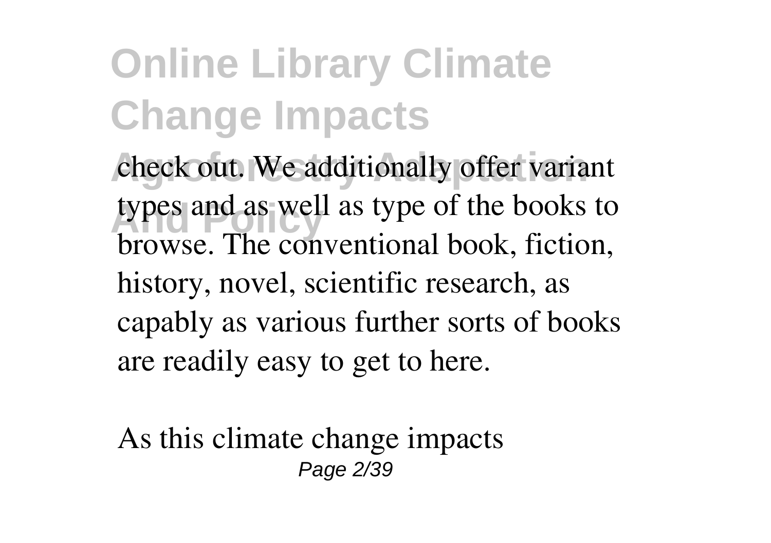check out. We additionally offer variant types and as well as type of the books to browse. The conventional book, fiction, history, novel, scientific research, as capably as various further sorts of books are readily easy to get to here.

As this climate change impacts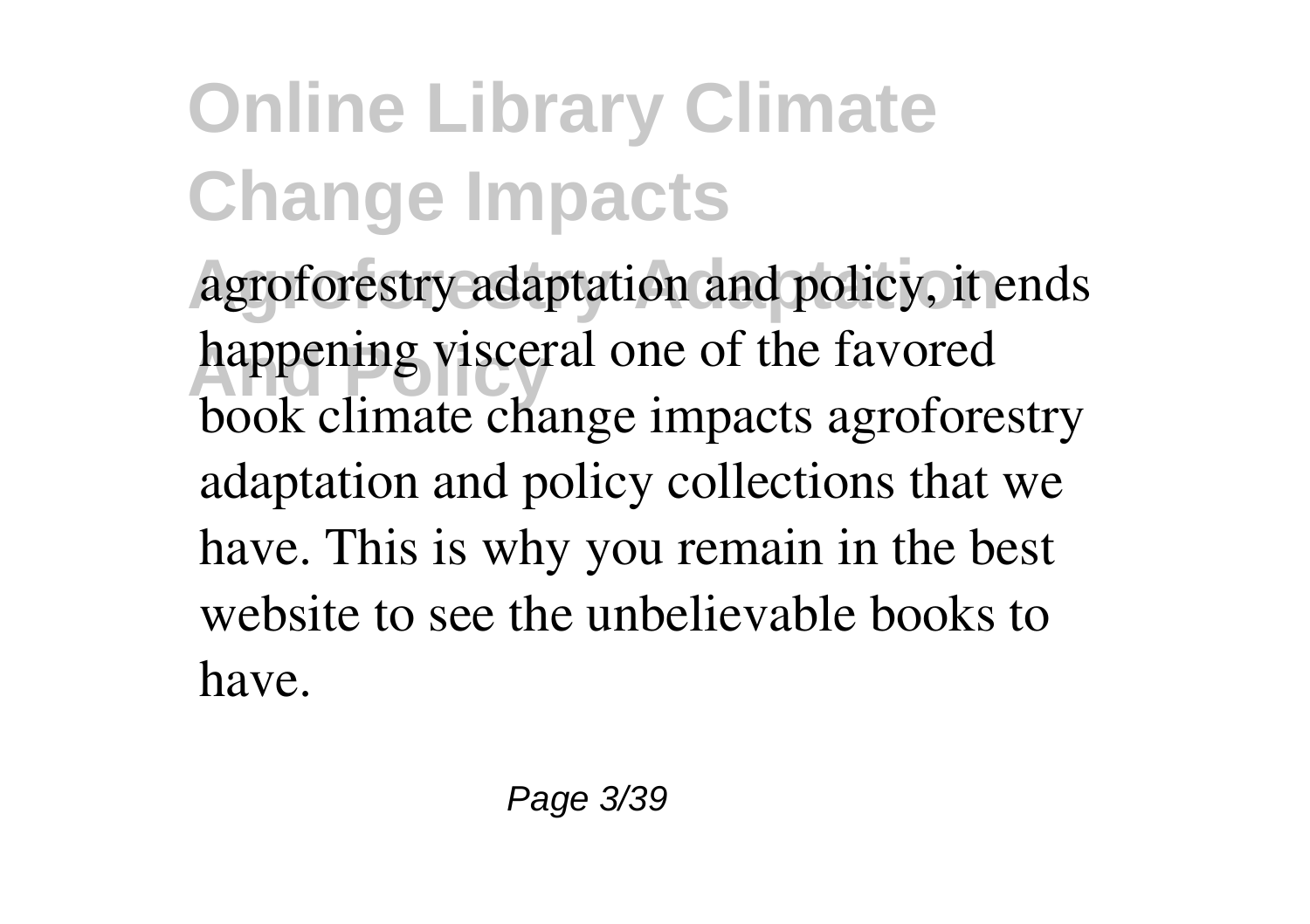agroforestry adaptation and policy, it ends happening visceral one of the favored book climate change impacts agroforestry adaptation and policy collections that we have. This is why you remain in the best website to see the unbelievable books to have.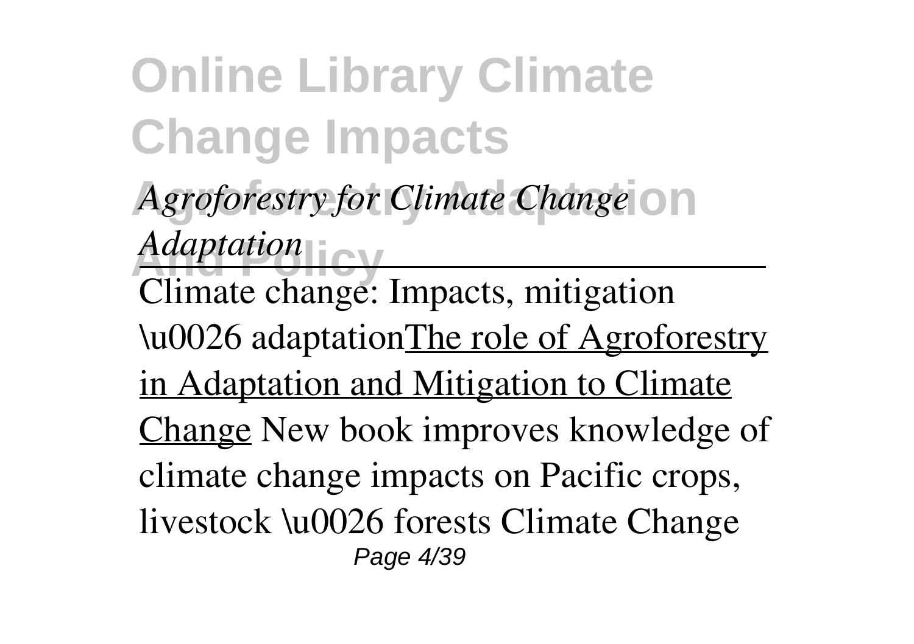*Agroforestry for Climate Change Adaptation*

Climate change: Impacts, mitigation \u0026 adaptationThe role of Agroforestry in Adaptation and Mitigation to Climate Change New book improves knowledge of climate change impacts on Pacific crops, livestock \u0026 forests Climate Change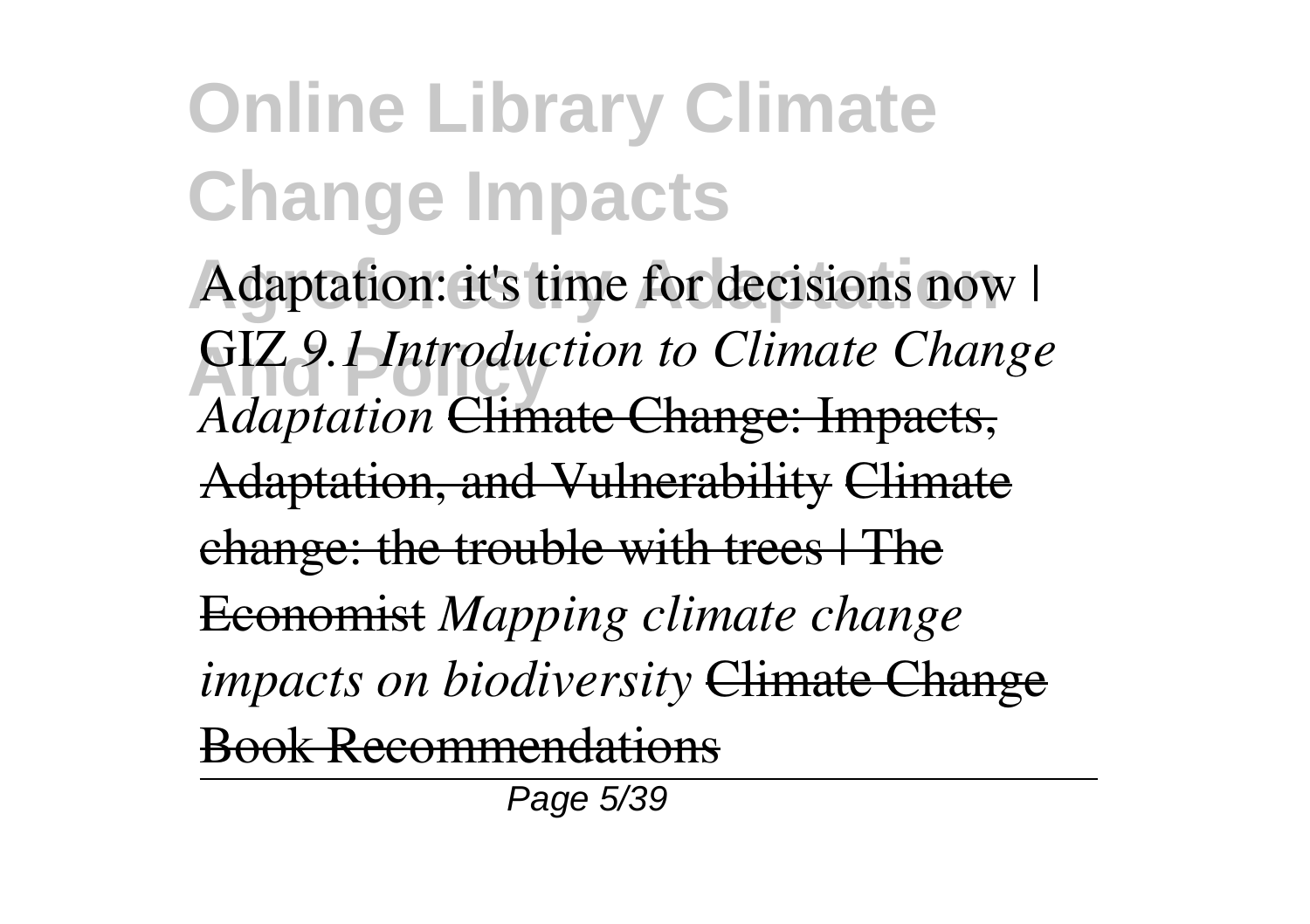Adaptation: it's time for decisions now | GIZ *9.1 Introduction to Climate Change Adaptation* ~~Climate Change: Impacts, Adaptation, and Vulnerability~~ ~~Climate change: the trouble with trees | The Economist~~ *Mapping climate change impacts on biodiversity* ~~Climate Change Book Recommendations~~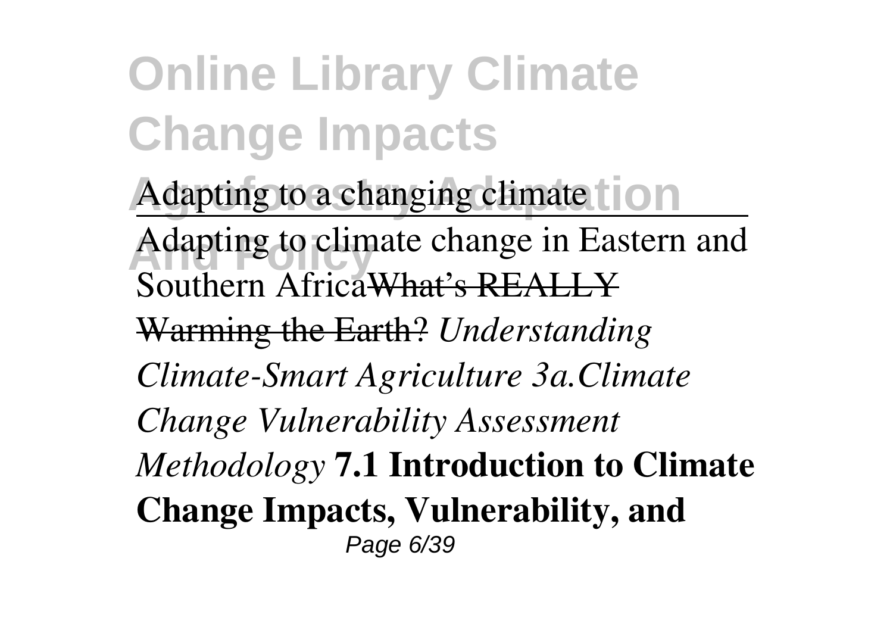Adapting to a changing climate

Adapting to climate change in Eastern and Southern Africa~~What's REALLY Warming the Earth?~~ *Understanding Climate-Smart Agriculture 3a.Climate Change Vulnerability Assessment Methodology* **7.1 Introduction to Climate Change Impacts, Vulnerability, and**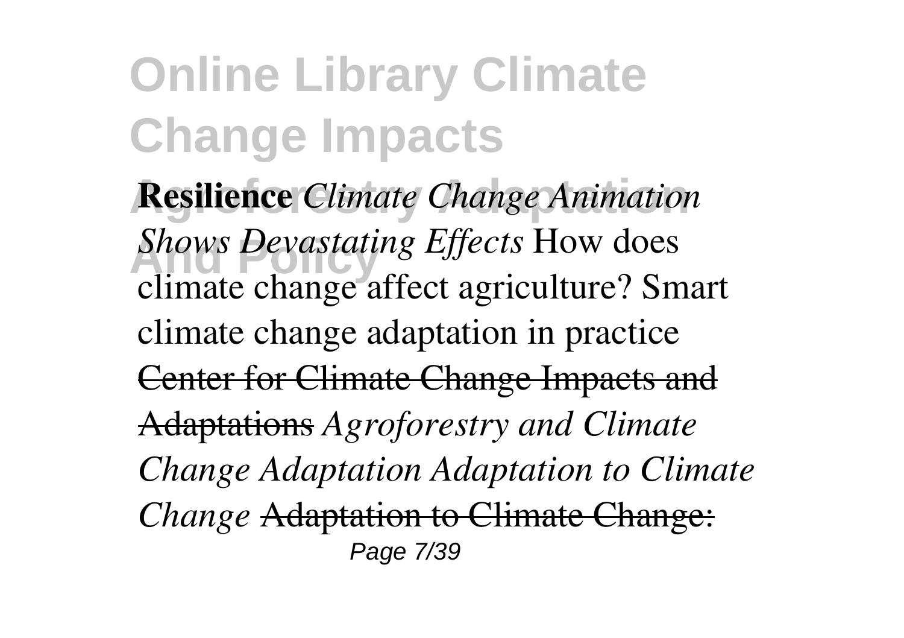**Resilience** *Climate Change Animation Shows Devastating Effects* How does climate change affect agriculture? Smart climate change adaptation in practice ~~Center for Climate Change Impacts and Adaptations~~ *Agroforestry and Climate Change Adaptation Adaptation to Climate Change* ~~Adaptation to Climate Change:~~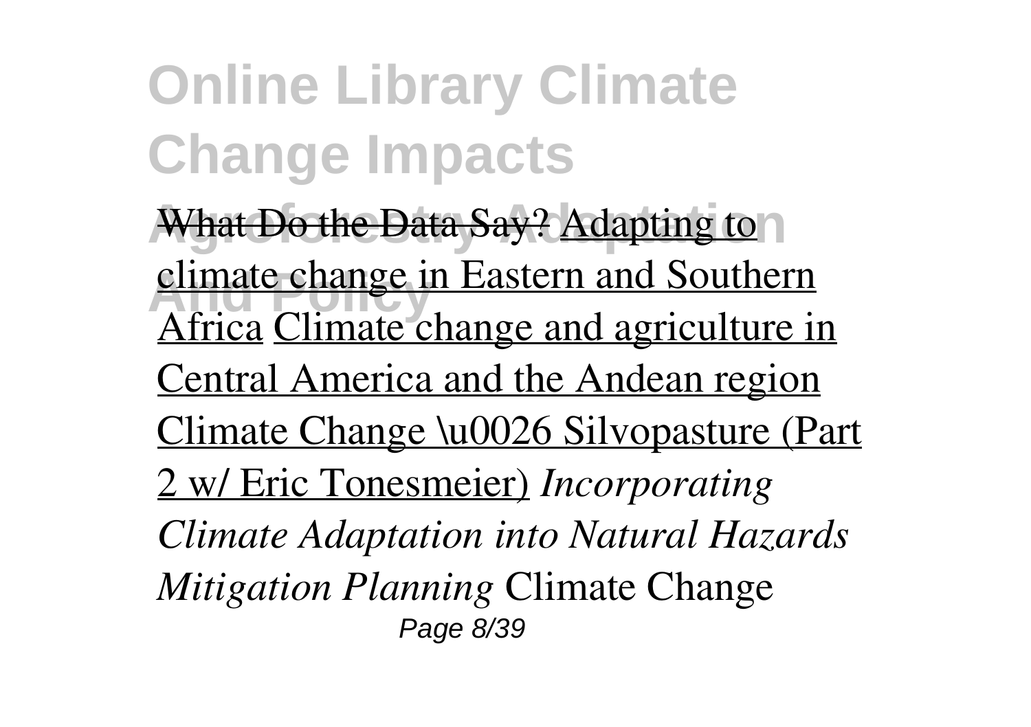What Do the Data Say? Adapting to climate change in Eastern and Southern Africa Climate change and agriculture in Central America and the Andean region Climate Change \u0026 Silvopasture (Part 2 w/ Eric Tonesmeier) *Incorporating Climate Adaptation into Natural Hazards Mitigation Planning* Climate Change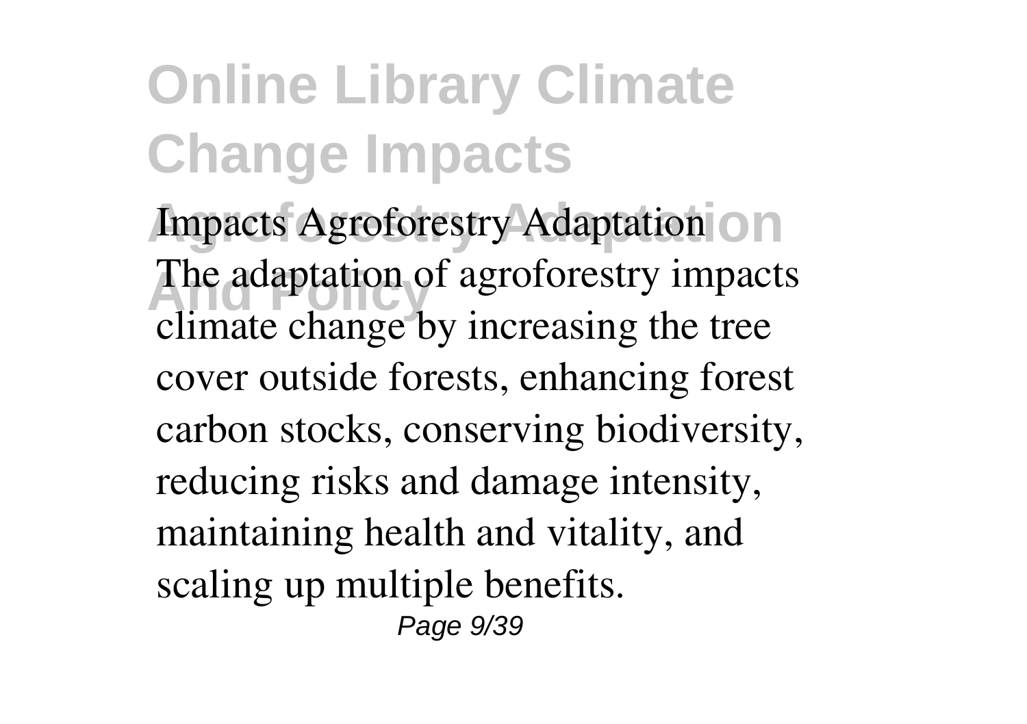**Impacts Agroforestry Adaptation**

The adaptation of agroforestry impacts climate change by increasing the tree cover outside forests, enhancing forest carbon stocks, conserving biodiversity, reducing risks and damage intensity, maintaining health and vitality, and scaling up multiple benefits.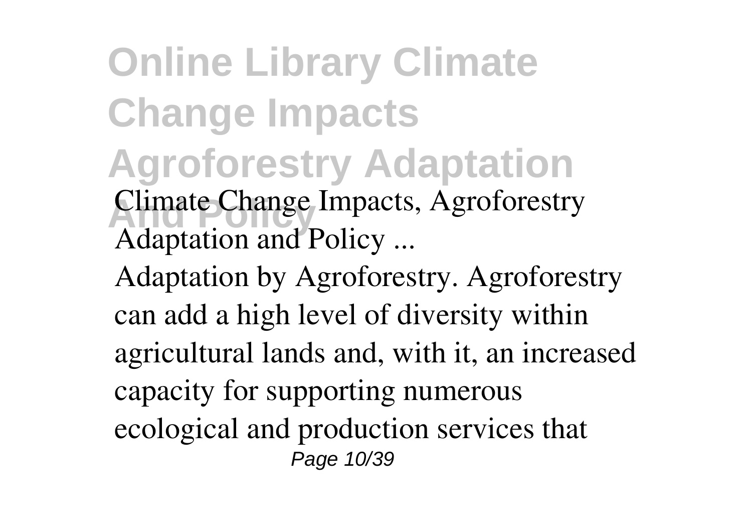**Climate Change Impacts, Agroforestry Adaptation and Policy ...**

Adaptation by Agroforestry. Agroforestry can add a high level of diversity within agricultural lands and, with it, an increased capacity for supporting numerous ecological and production services that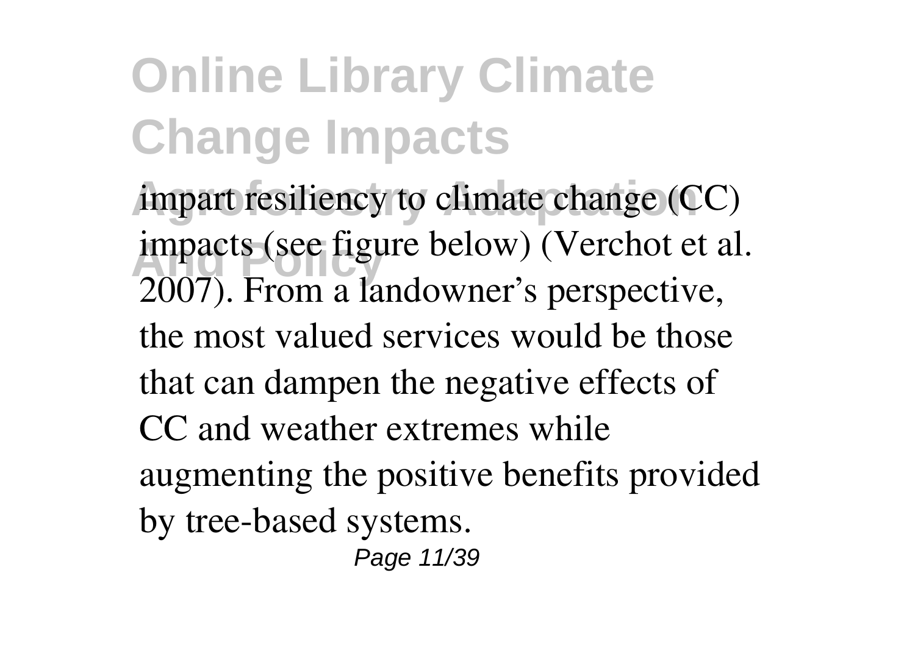impart resiliency to climate change (CC) impacts (see figure below) (Verchot et al. 2007). From a landowner's perspective, the most valued services would be those that can dampen the negative effects of CC and weather extremes while augmenting the positive benefits provided by tree-based systems.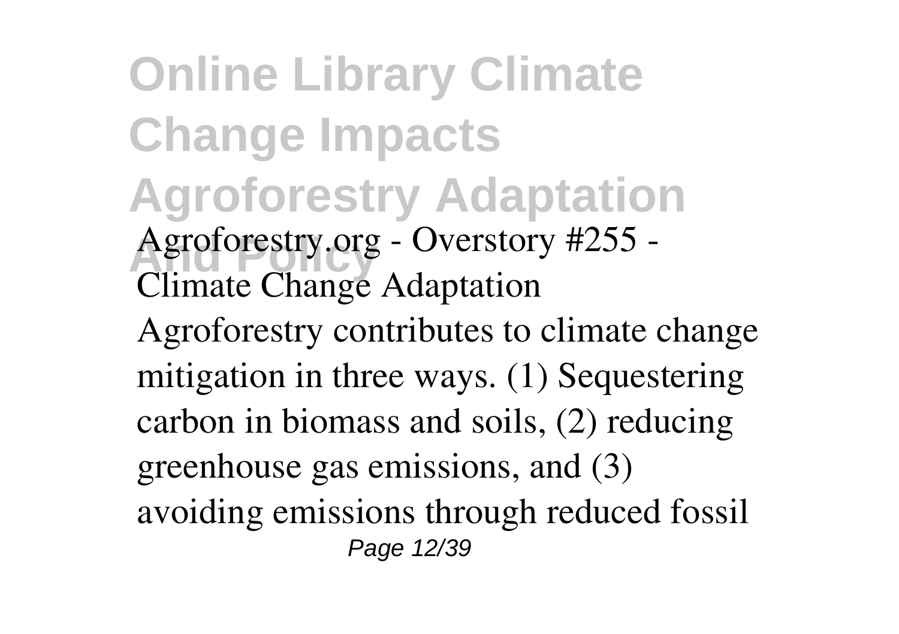**Agroforestry.org - Overstory #255 - Climate Change Adaptation**

Agroforestry contributes to climate change mitigation in three ways. (1) Sequestering carbon in biomass and soils, (2) reducing greenhouse gas emissions, and (3) avoiding emissions through reduced fossil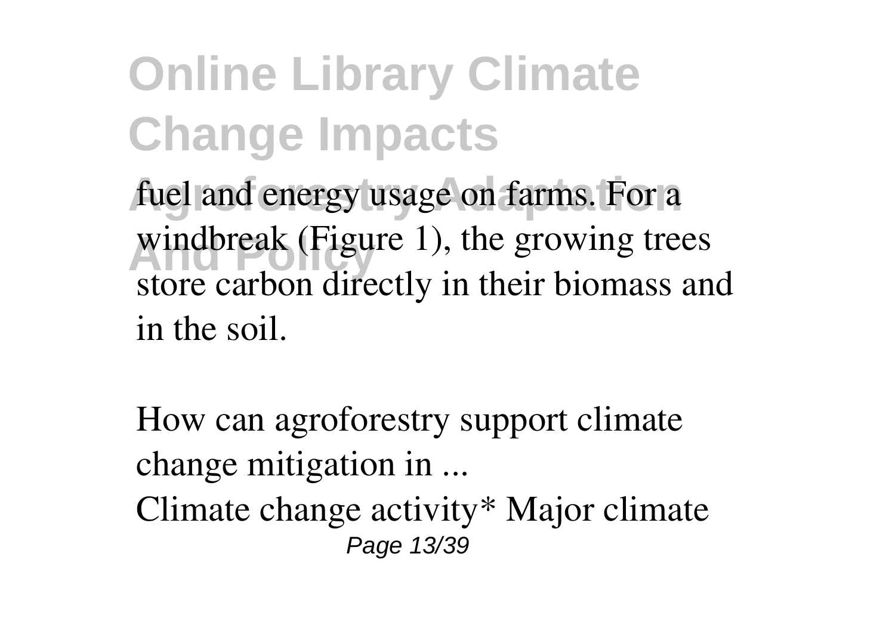fuel and energy usage on farms. For a windbreak (Figure 1), the growing trees store carbon directly in their biomass and in the soil.

How can agroforestry support climate change mitigation in ...

Climate change activity* Major climate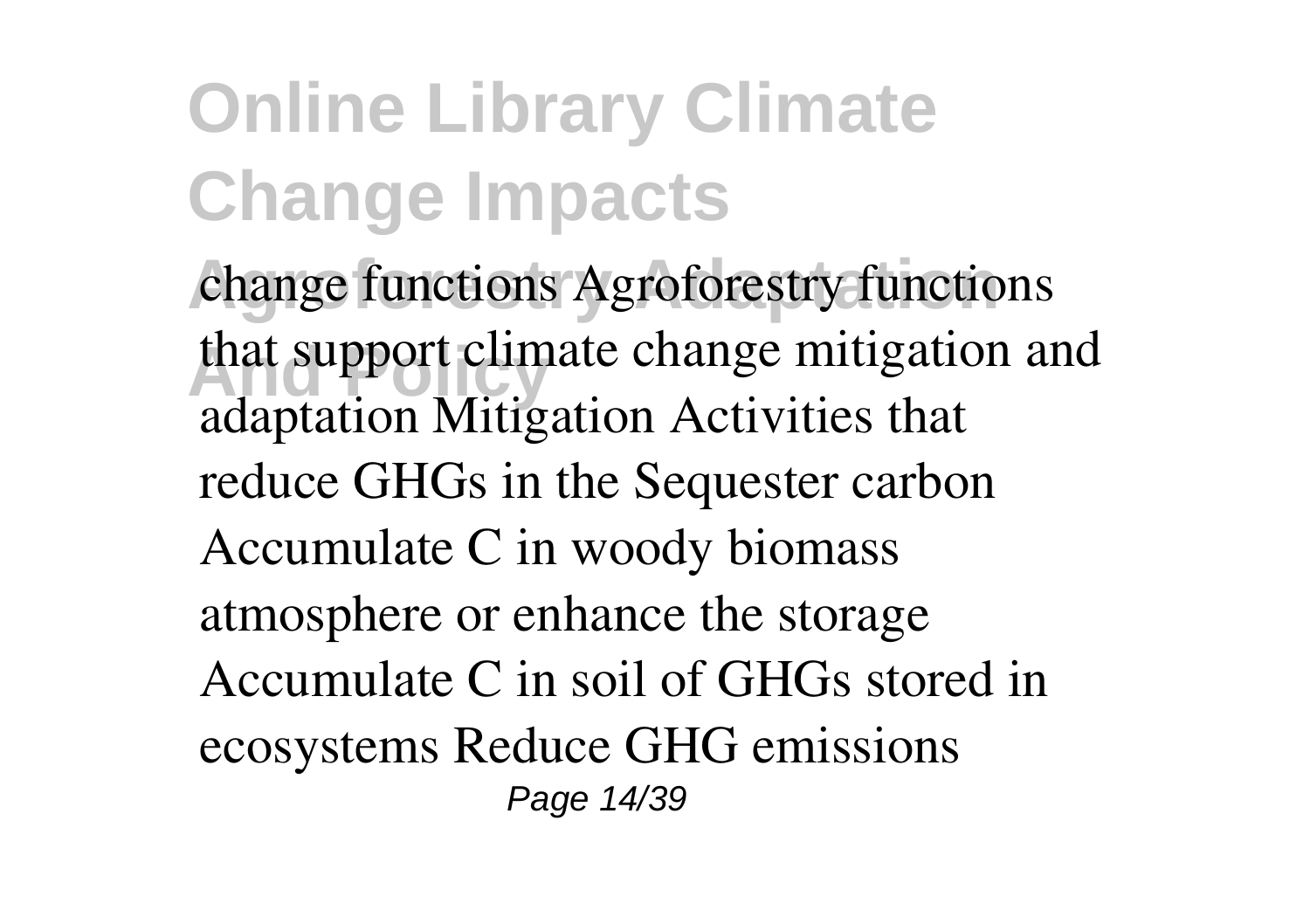change functions Agroforestry functions that support climate change mitigation and adaptation Mitigation Activities that reduce GHGs in the Sequester carbon Accumulate C in woody biomass atmosphere or enhance the storage Accumulate C in soil of GHGs stored in ecosystems Reduce GHG emissions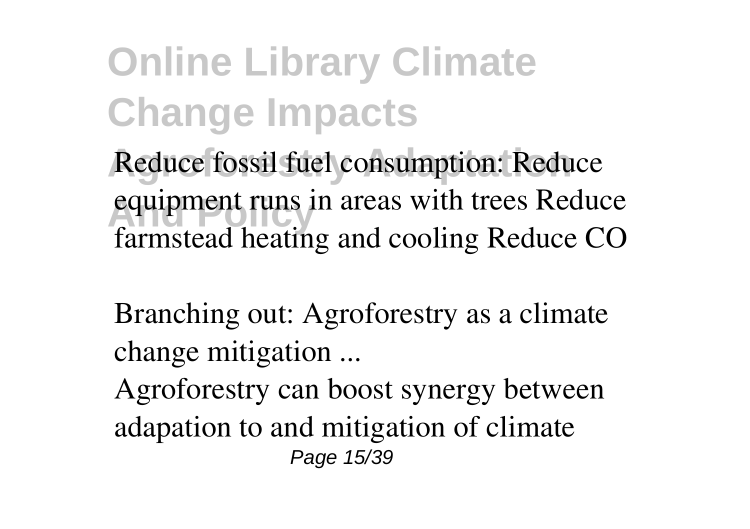Reduce fossil fuel consumption: Reduce equipment runs in areas with trees Reduce farmstead heating and cooling Reduce CO

Branching out: Agroforestry as a climate change mitigation ...

Agroforestry can boost synergy between adapation to and mitigation of climate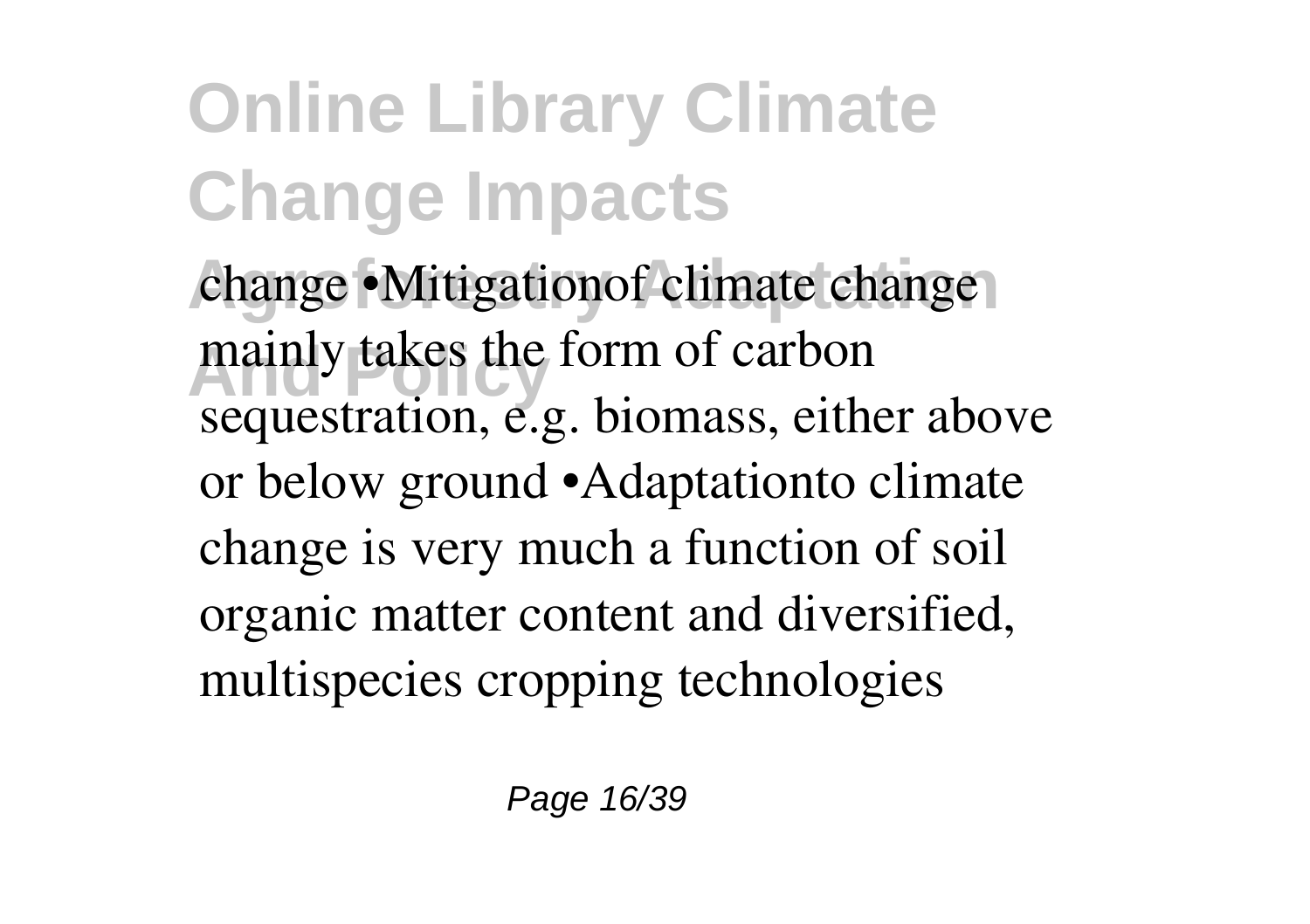change •Mitigationof climate change mainly takes the form of carbon sequestration, e.g. biomass, either above or below ground •Adaptationto climate change is very much a function of soil organic matter content and diversified, multispecies cropping technologies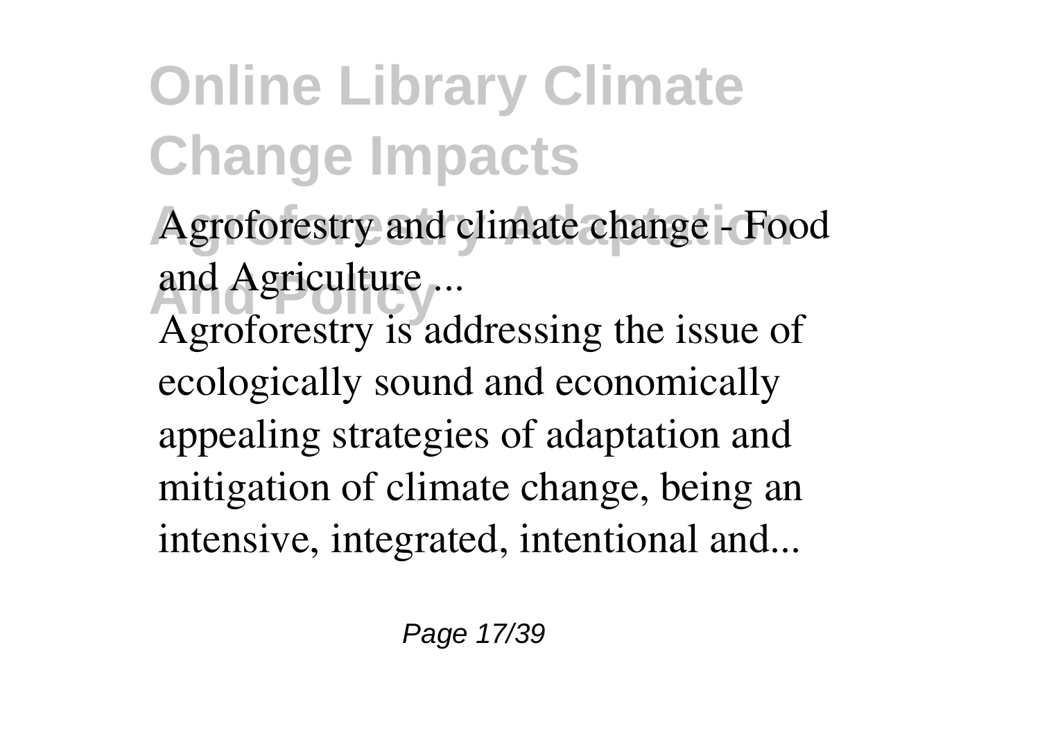Agroforestry and climate change - Food and Agriculture ...

Agroforestry is addressing the issue of ecologically sound and economically appealing strategies of adaptation and mitigation of climate change, being an intensive, integrated, intentional and...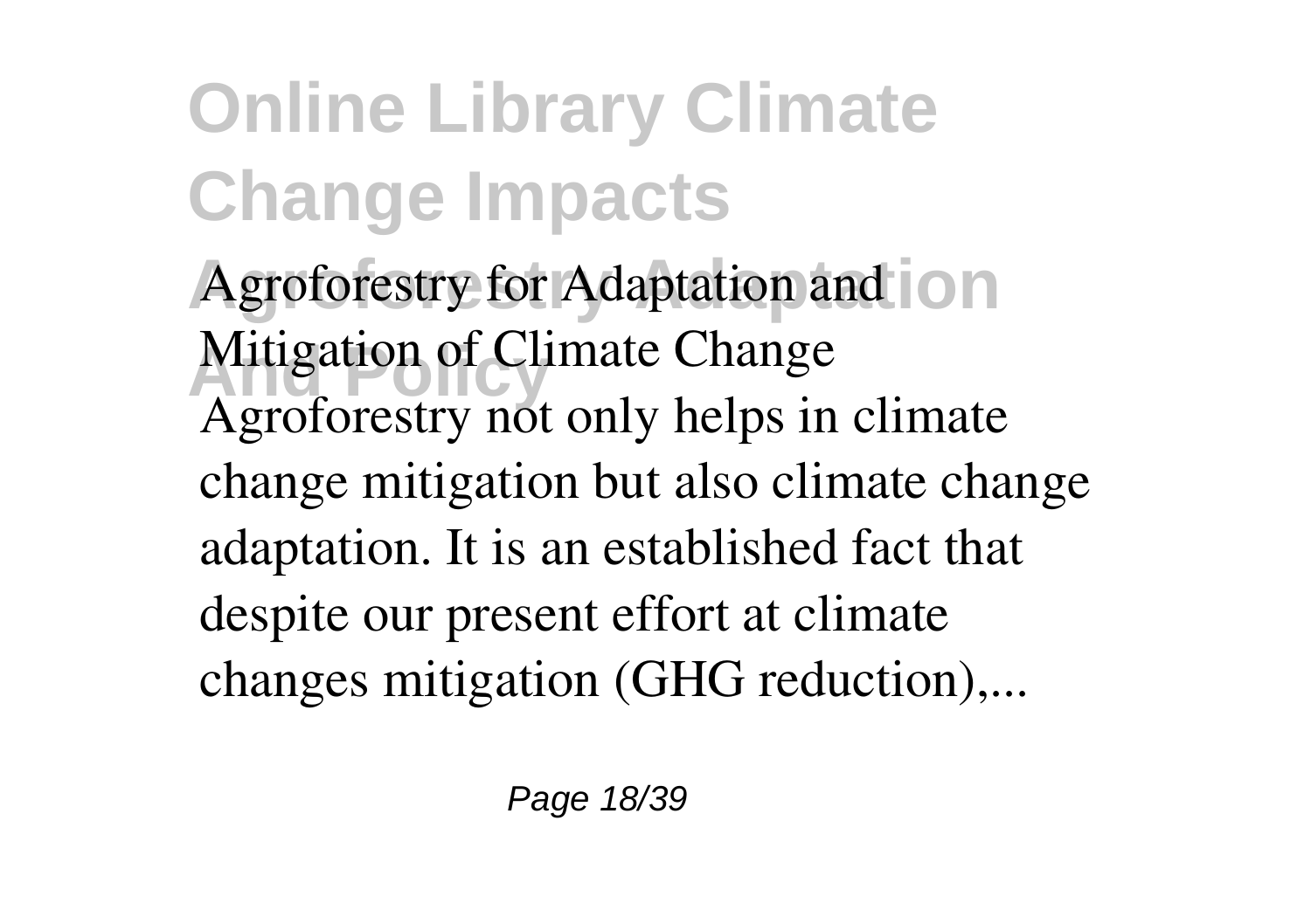Agroforestry for Adaptation and Mitigation of Climate Change

Agroforestry not only helps in climate change mitigation but also climate change adaptation. It is an established fact that despite our present effort at climate changes mitigation (GHG reduction),...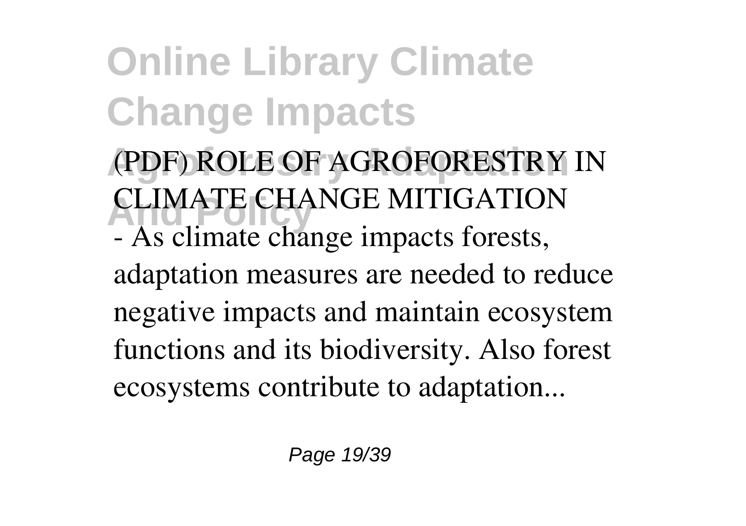(PDF) ROLE OF AGROFORESTRY IN CLIMATE CHANGE MITIGATION

- As climate change impacts forests, adaptation measures are needed to reduce negative impacts and maintain ecosystem functions and its biodiversity. Also forest ecosystems contribute to adaptation...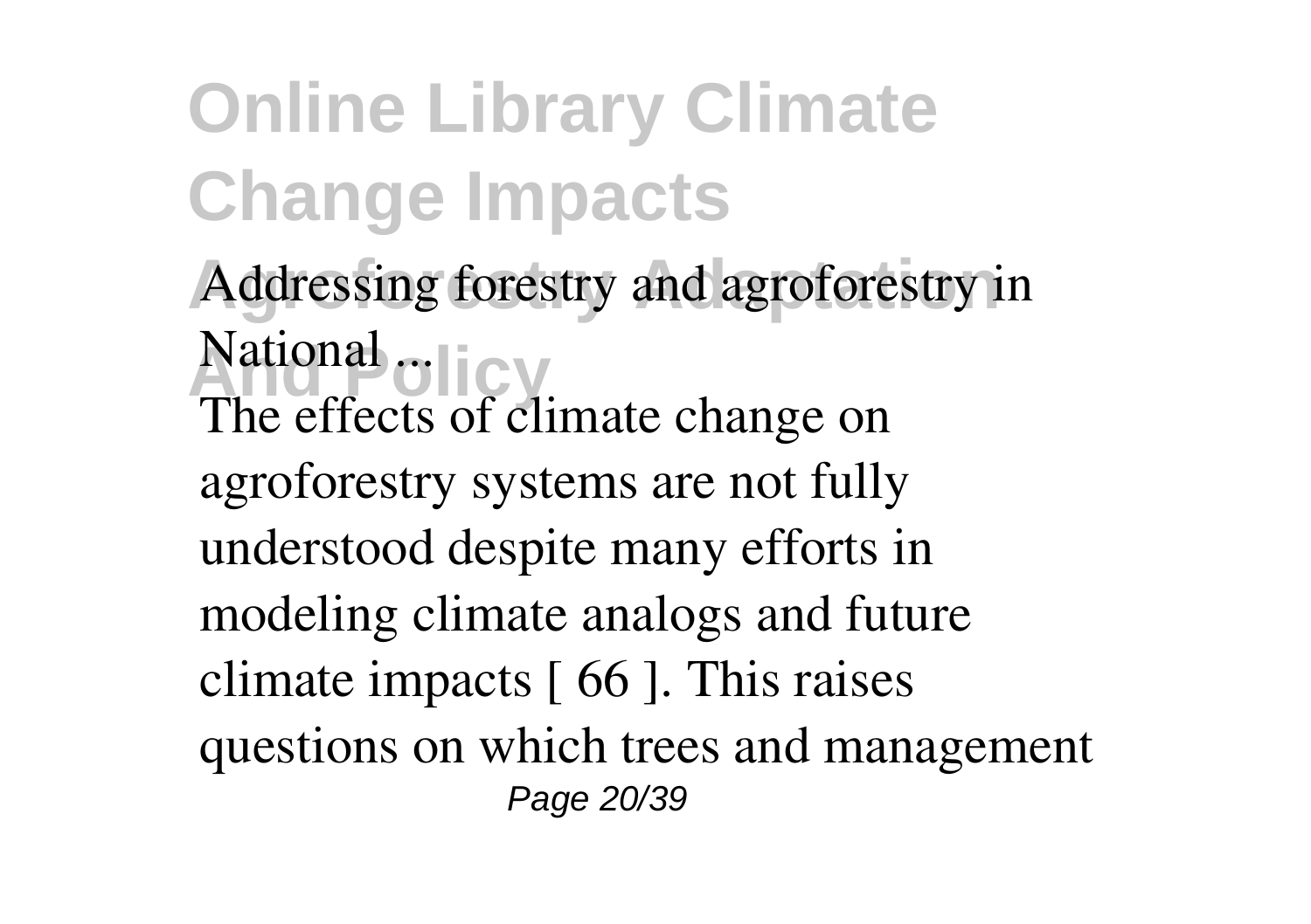Addressing forestry and agroforestry in National ...

The effects of climate change on agroforestry systems are not fully understood despite many efforts in modeling climate analogs and future climate impacts [ 66 ]. This raises questions on which trees and management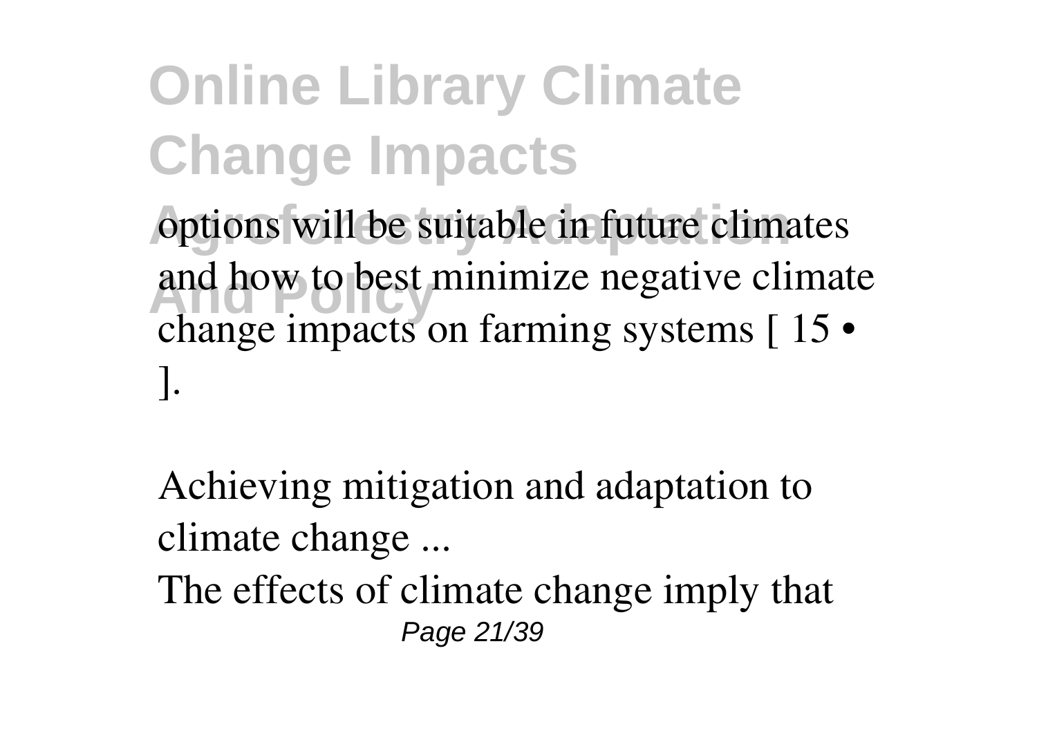options will be suitable in future climates and how to best minimize negative climate change impacts on farming systems [ 15 • ].

Achieving mitigation and adaptation to climate change ...

The effects of climate change imply that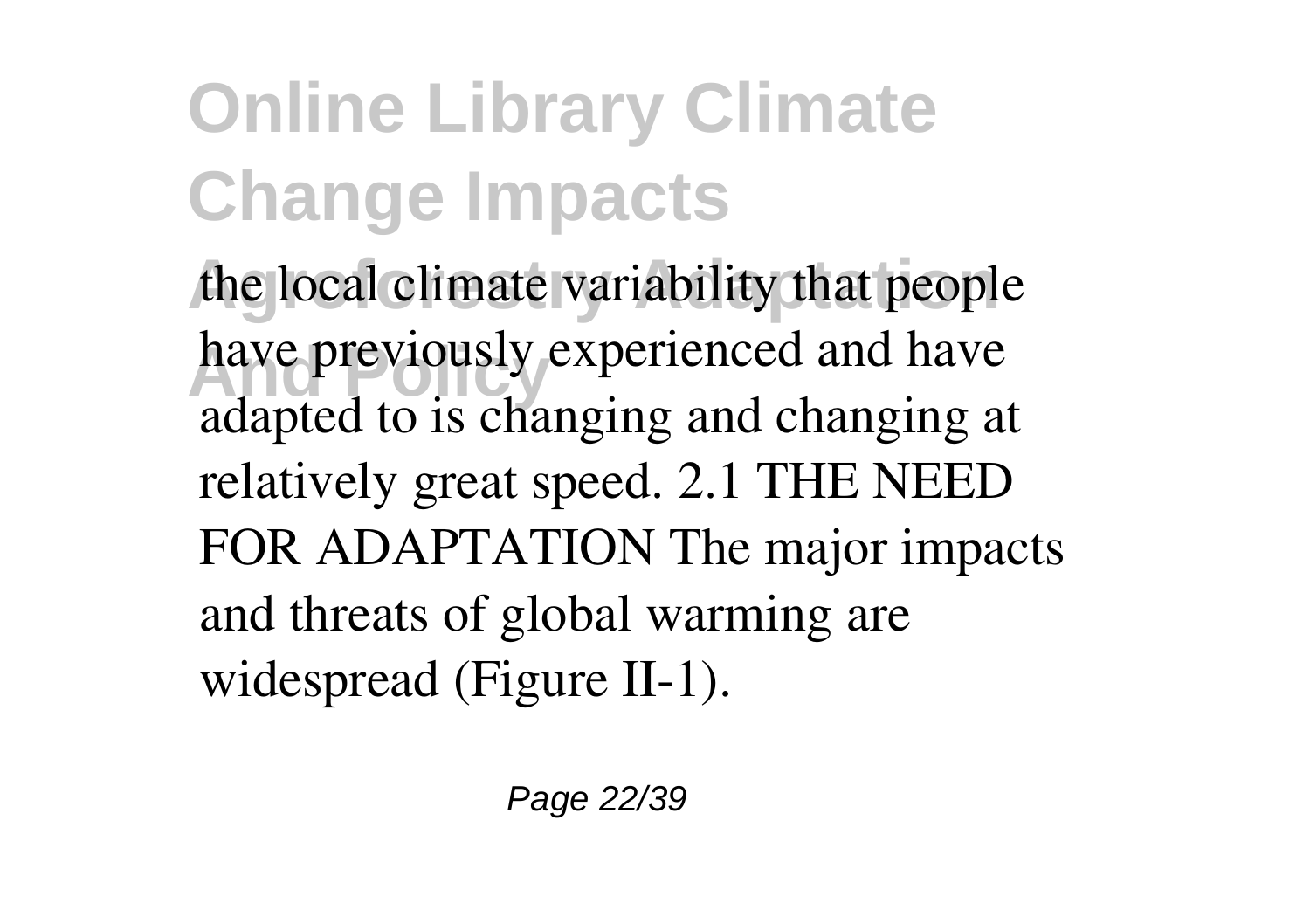the local climate variability that people have previously experienced and have adapted to is changing and changing at relatively great speed. 2.1 THE NEED FOR ADAPTATION The major impacts and threats of global warming are widespread (Figure II-1).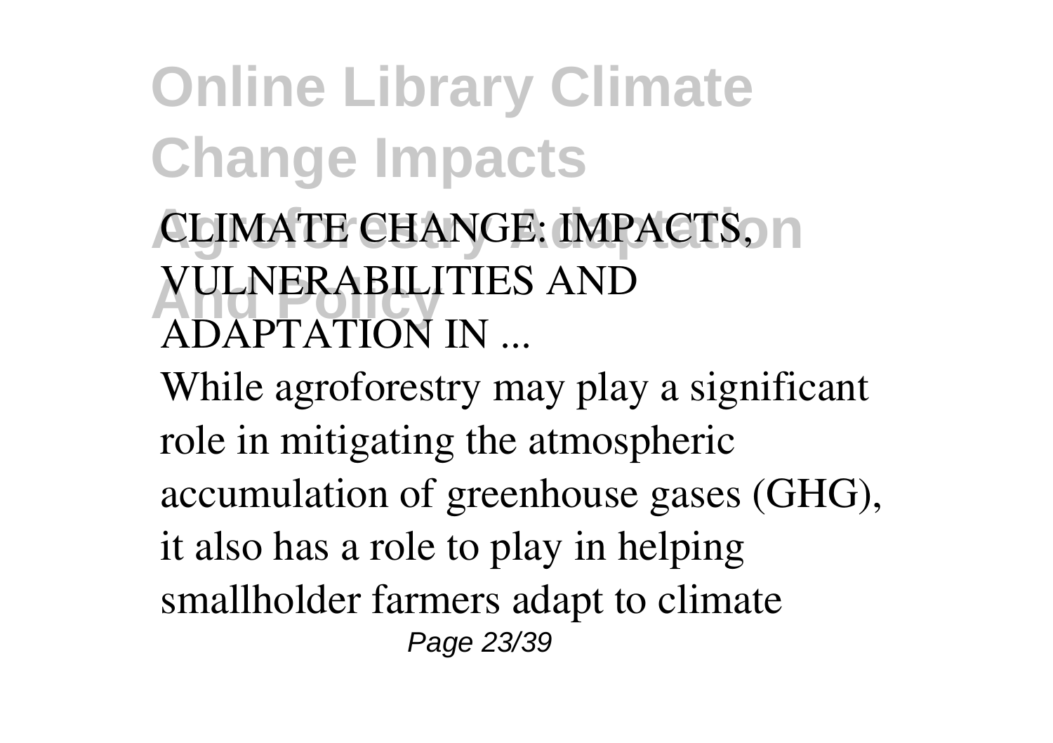CLIMATE CHANGE: IMPACTS, VULNERABILITIES AND ADAPTATION IN ...

While agroforestry may play a significant role in mitigating the atmospheric accumulation of greenhouse gases (GHG), it also has a role to play in helping smallholder farmers adapt to climate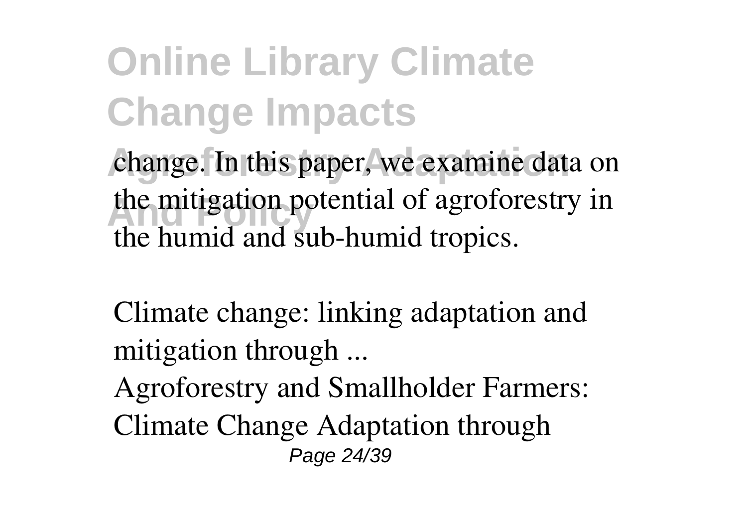change. In this paper, we examine data on the mitigation potential of agroforestry in the humid and sub-humid tropics.

Climate change: linking adaptation and mitigation through ...

Agroforestry and Smallholder Farmers: Climate Change Adaptation through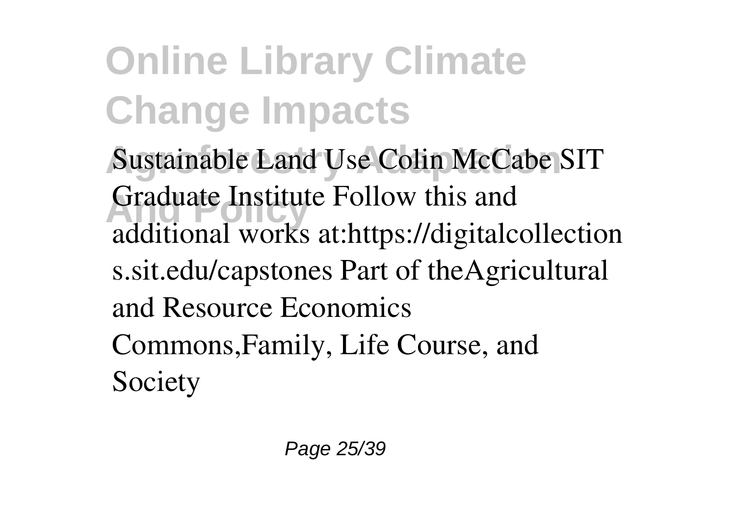Sustainable Land Use Colin McCabe SIT Graduate Institute Follow this and additional works at:https://digitalcollections.sit.edu/capstones Part of theAgricultural and Resource Economics Commons,Family, Life Course, and Society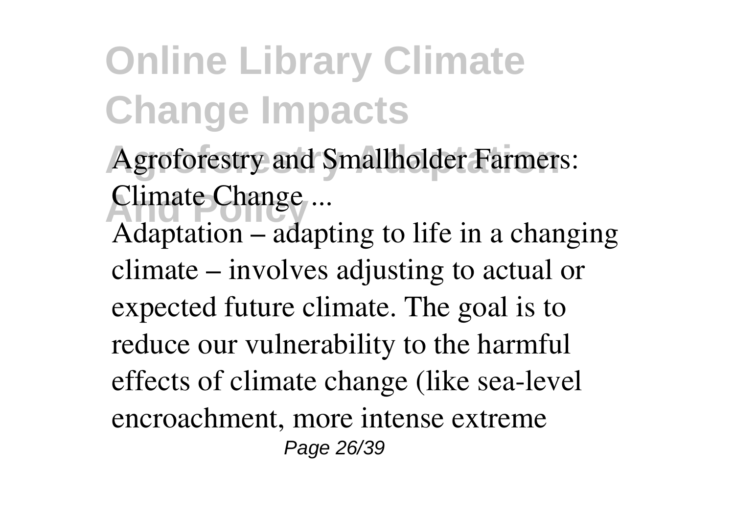Agroforestry and Smallholder Farmers: Climate Change ...

Adaptation – adapting to life in a changing climate – involves adjusting to actual or expected future climate. The goal is to reduce our vulnerability to the harmful effects of climate change (like sea-level encroachment, more intense extreme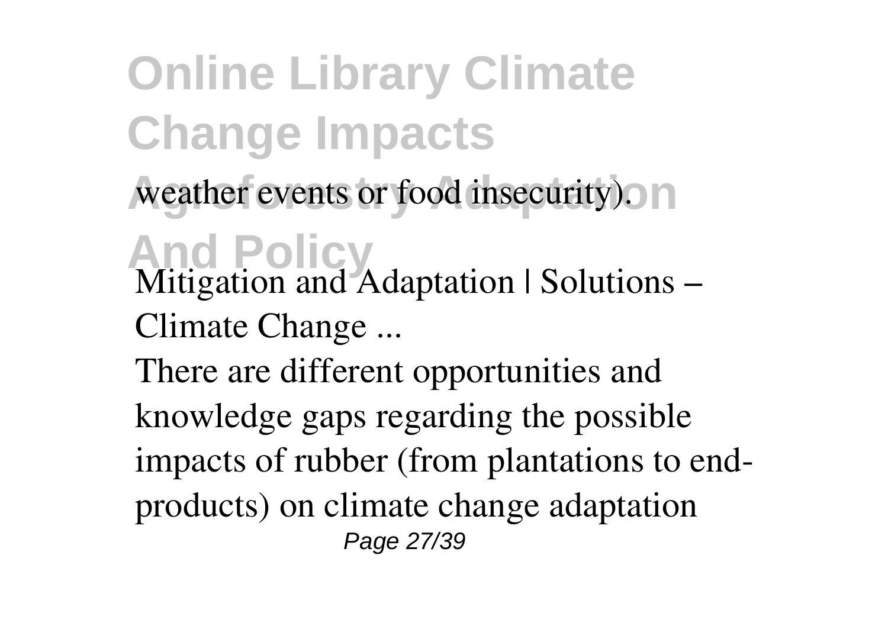weather events or food insecurity).

Mitigation and Adaptation | Solutions – Climate Change ...

There are different opportunities and knowledge gaps regarding the possible impacts of rubber (from plantations to end-products) on climate change adaptation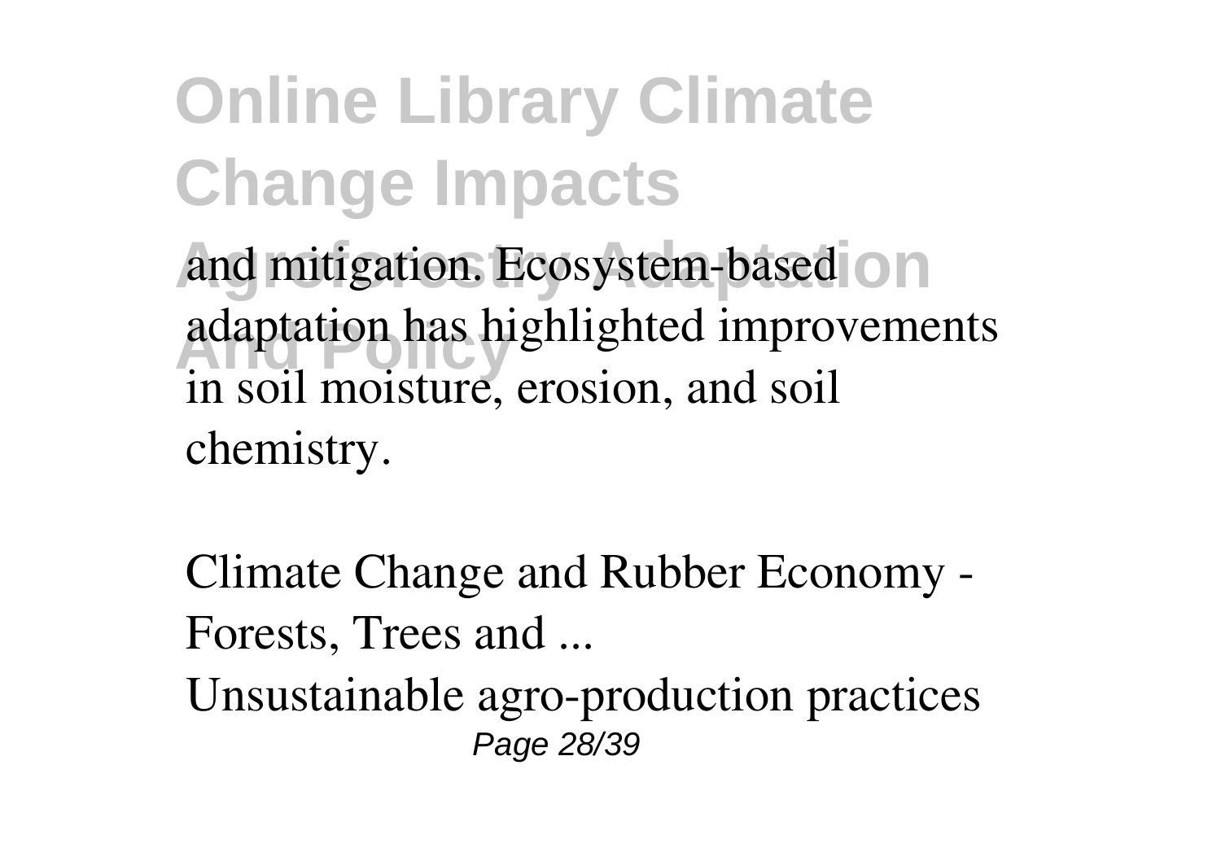and mitigation. Ecosystem-based adaptation has highlighted improvements in soil moisture, erosion, and soil chemistry.

Climate Change and Rubber Economy - Forests, Trees and ...

Unsustainable agro-production practices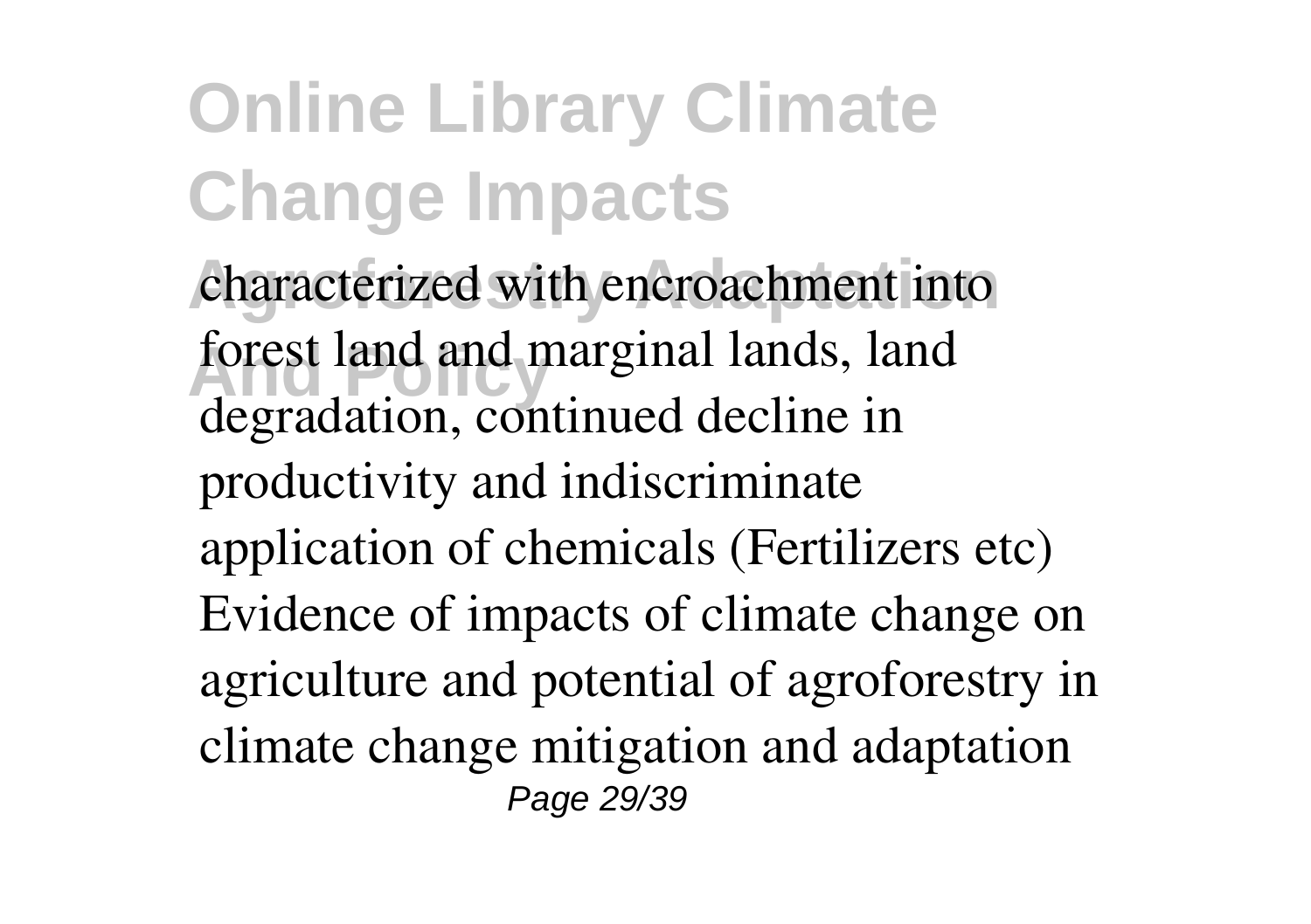characterized with encroachment into forest land and marginal lands, land degradation, continued decline in productivity and indiscriminate application of chemicals (Fertilizers etc) Evidence of impacts of climate change on agriculture and potential of agroforestry in climate change mitigation and adaptation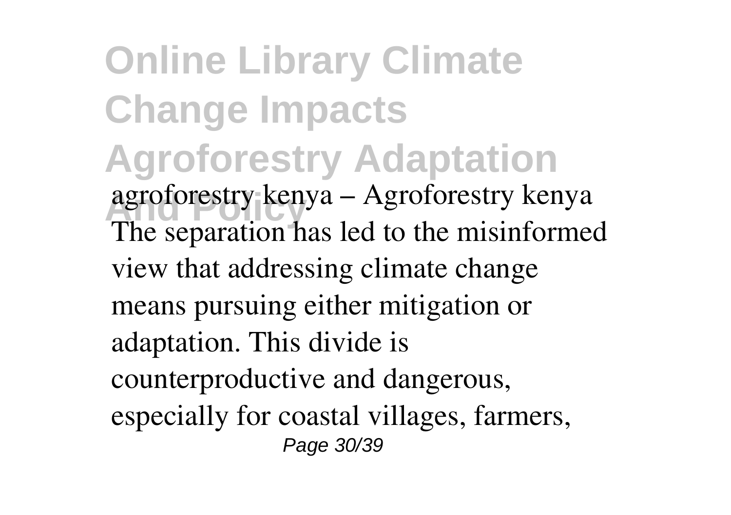agroforestry kenya – Agroforestry kenya
The separation has led to the misinformed view that addressing climate change means pursuing either mitigation or adaptation. This divide is counterproductive and dangerous, especially for coastal villages, farmers,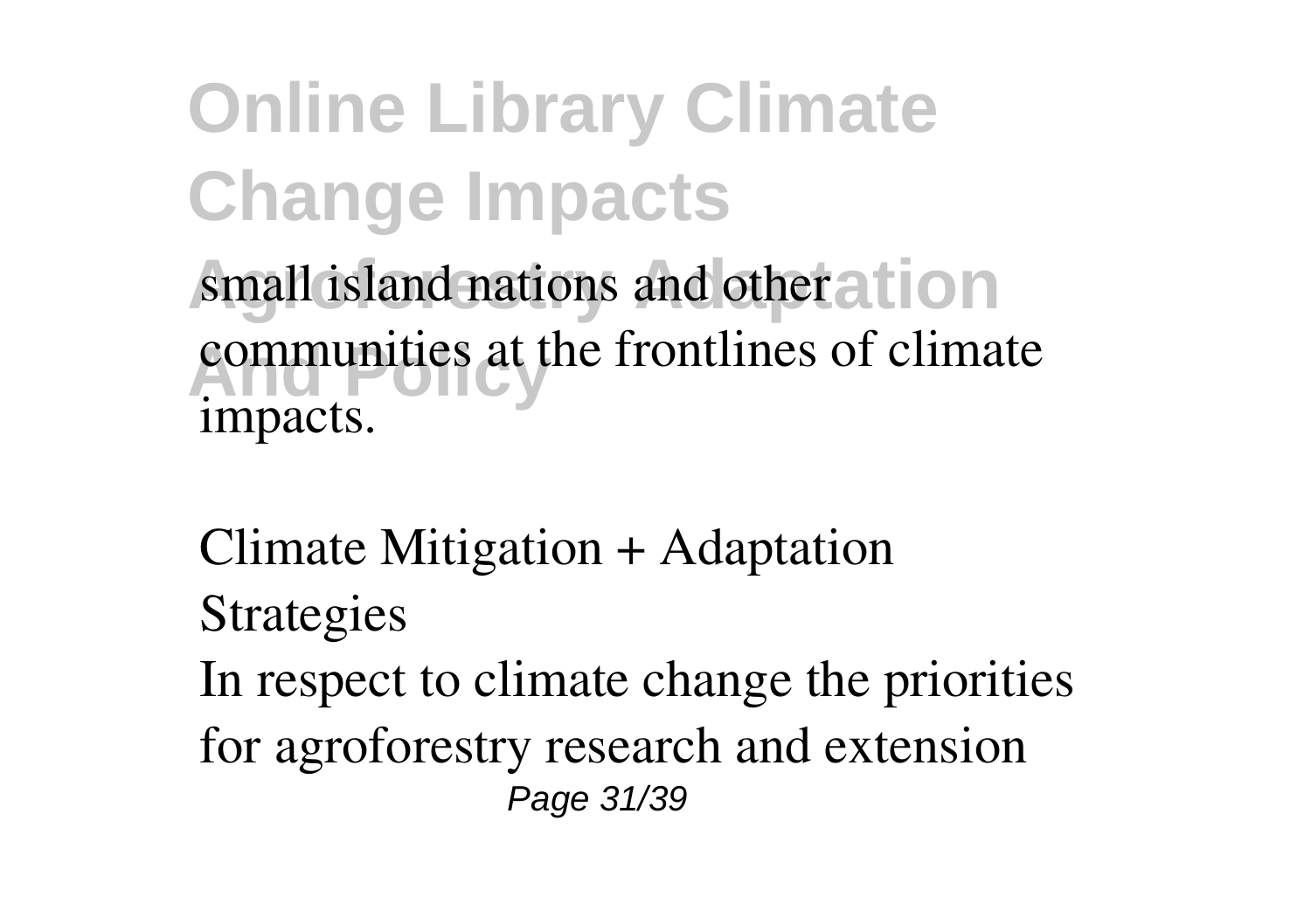small island nations and other communities at the frontlines of climate impacts.

Climate Mitigation + Adaptation Strategies

In respect to climate change the priorities for agroforestry research and extension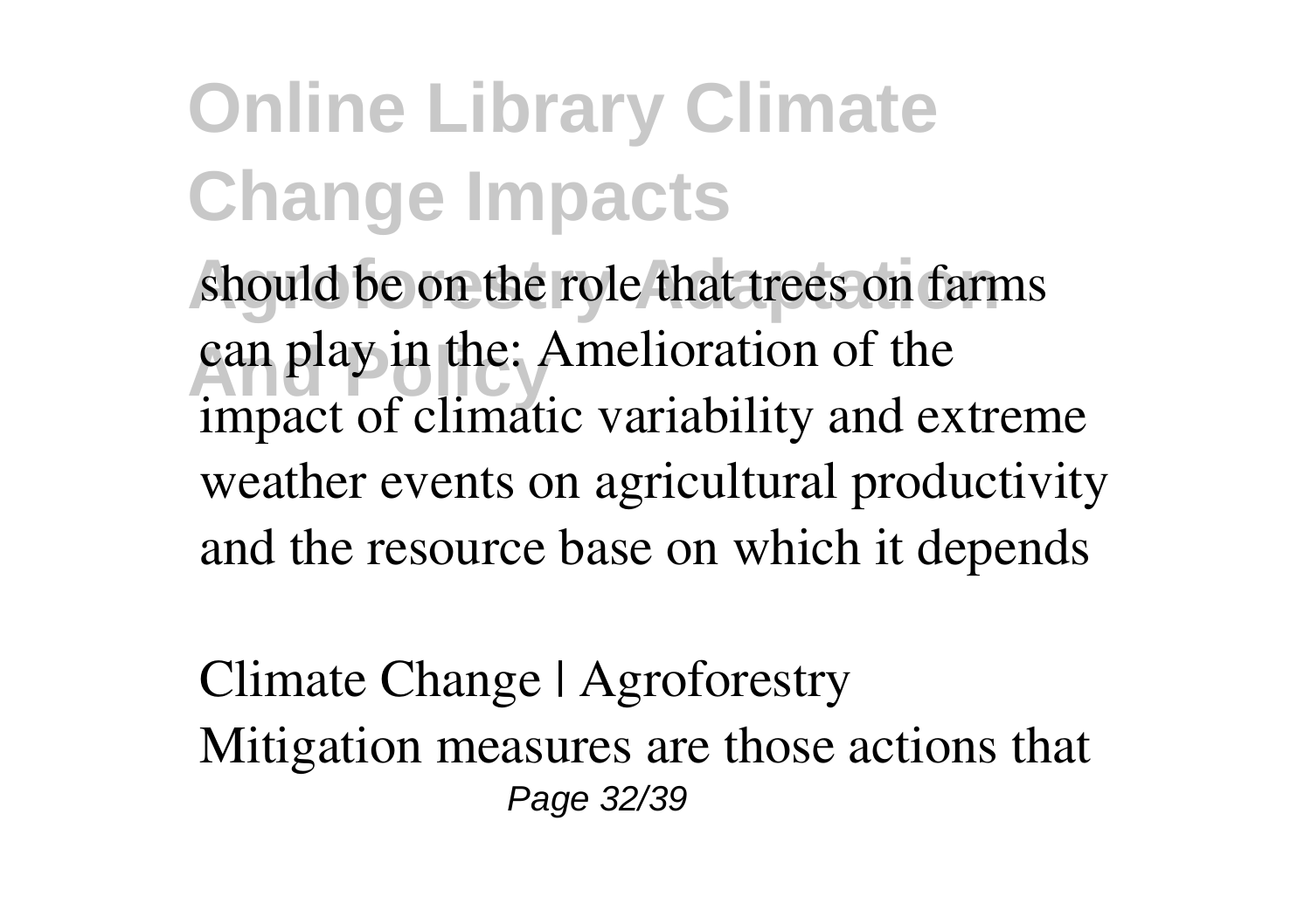should be on the role that trees on farms can play in the: Amelioration of the impact of climatic variability and extreme weather events on agricultural productivity and the resource base on which it depends

Climate Change | Agroforestry
Mitigation measures are those actions that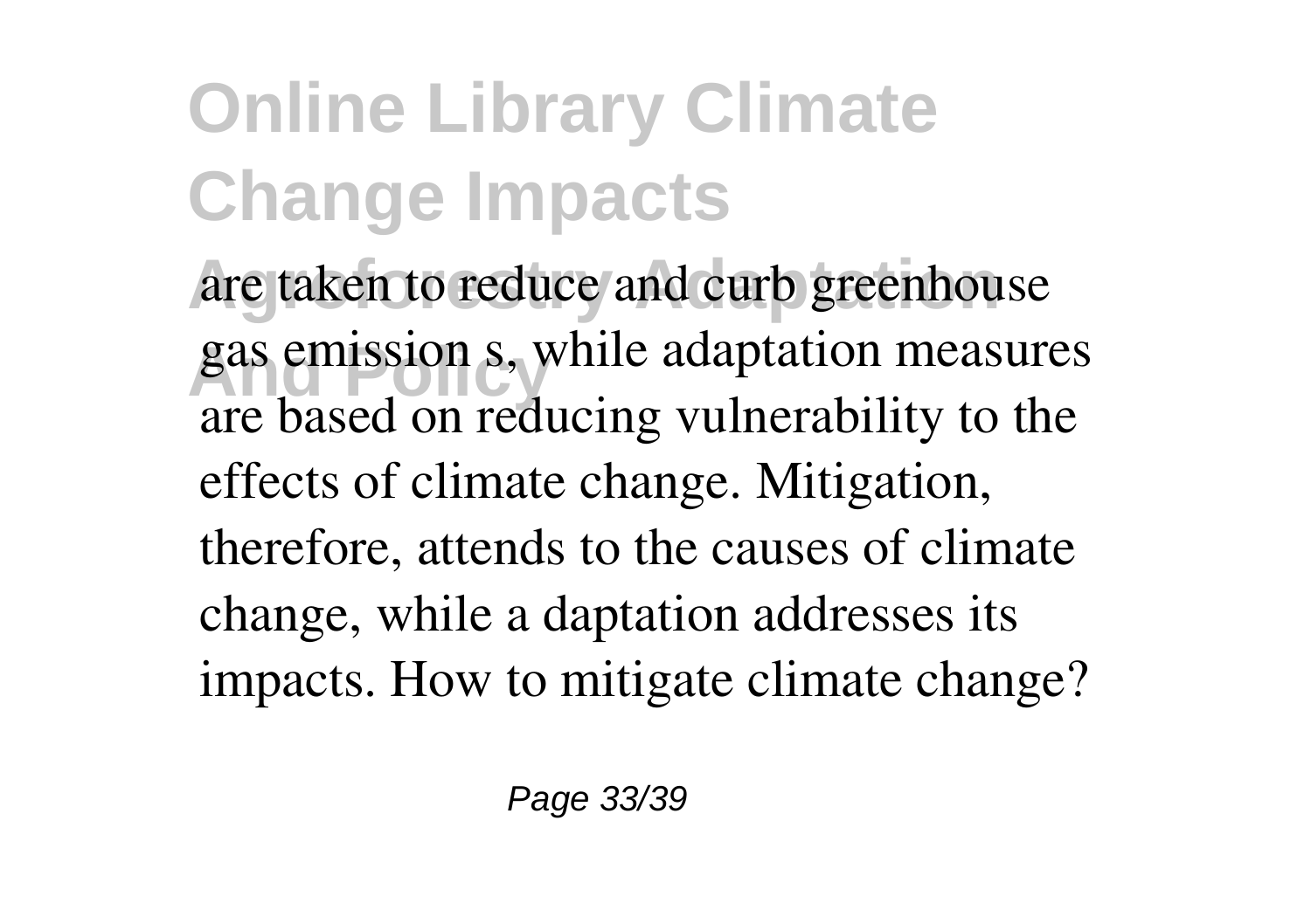are taken to reduce and curb greenhouse gas emission s, while adaptation measures are based on reducing vulnerability to the effects of climate change. Mitigation, therefore, attends to the causes of climate change, while a daptation addresses its impacts. How to mitigate climate change?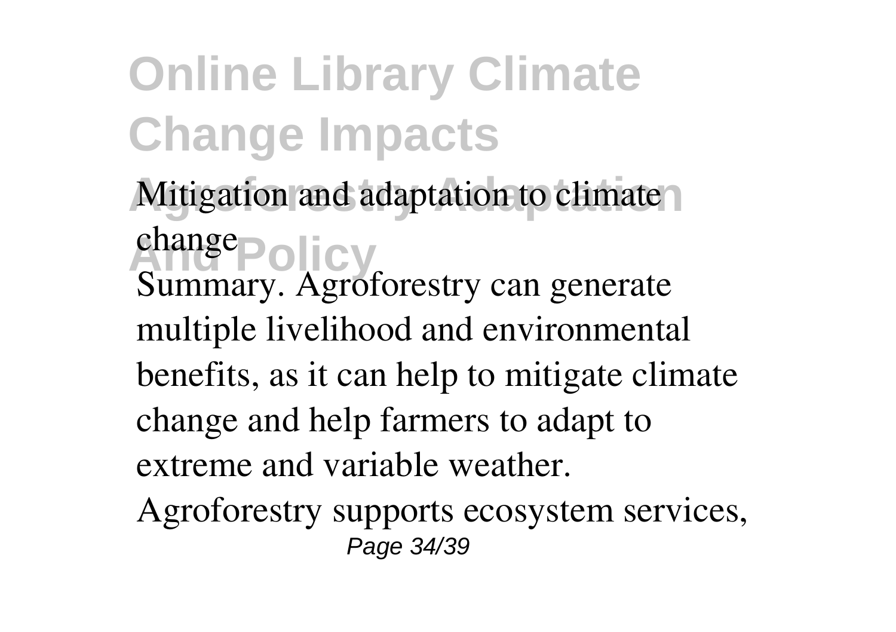Mitigation and adaptation to climate change

Summary. Agroforestry can generate multiple livelihood and environmental benefits, as it can help to mitigate climate change and help farmers to adapt to extreme and variable weather. Agroforestry supports ecosystem services,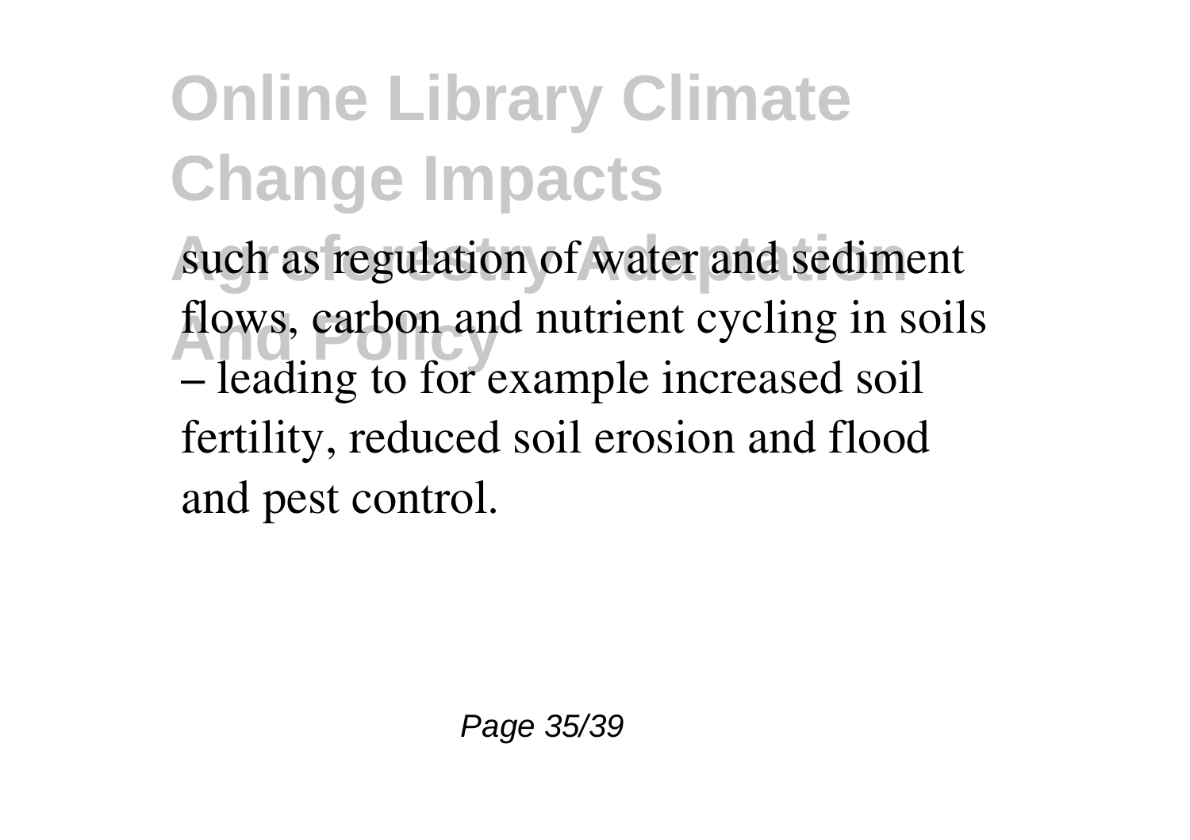such as regulation of water and sediment flows, carbon and nutrient cycling in soils – leading to for example increased soil fertility, reduced soil erosion and flood and pest control.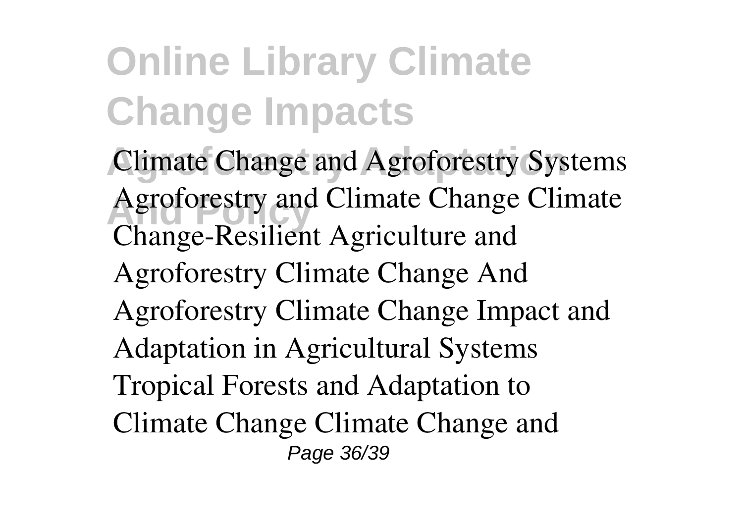Climate Change and Agroforestry Systems Agroforestry and Climate Change Climate Change-Resilient Agriculture and Agroforestry Climate Change And Agroforestry Climate Change Impact and Adaptation in Agricultural Systems Tropical Forests and Adaptation to Climate Change Climate Change and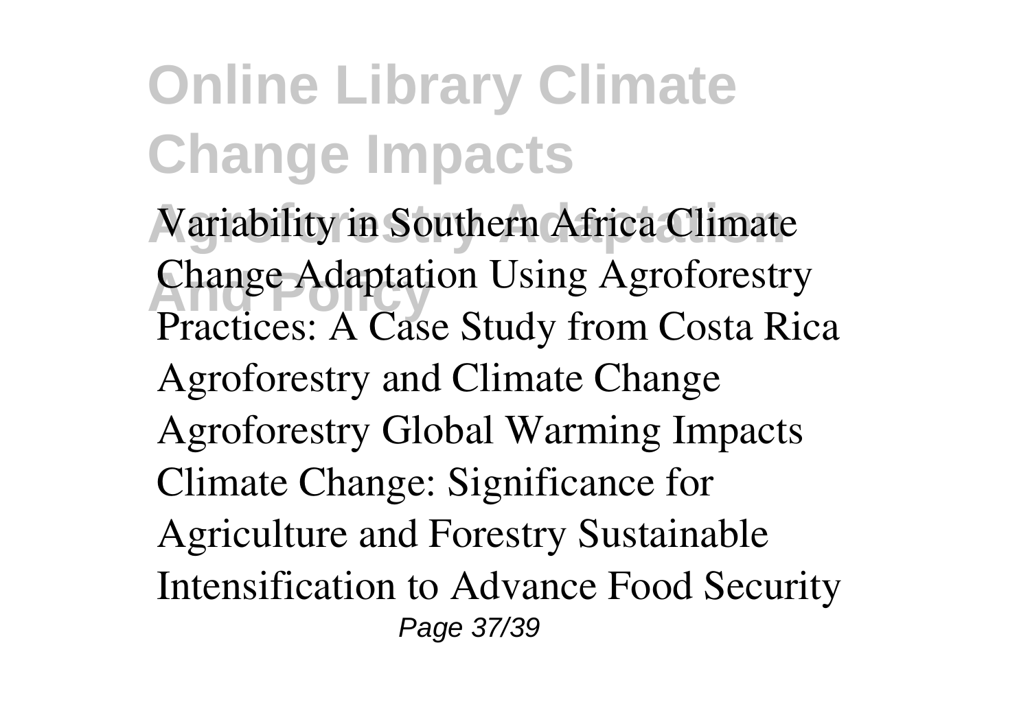Variability in Southern Africa Climate Change Adaptation Using Agroforestry Practices: A Case Study from Costa Rica Agroforestry and Climate Change Agroforestry Global Warming Impacts Climate Change: Significance for Agriculture and Forestry Sustainable Intensification to Advance Food Security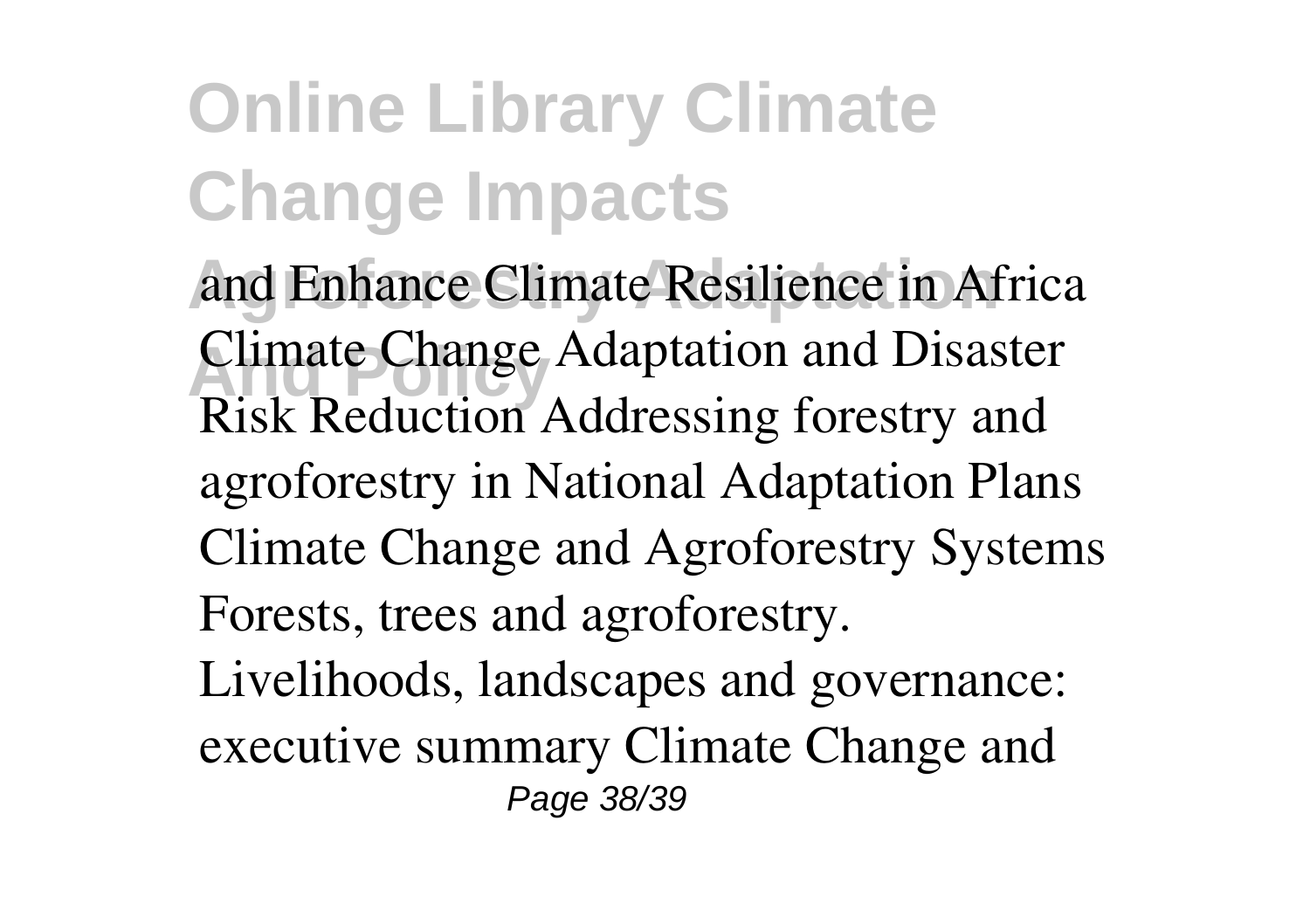and Enhance Climate Resilience in Africa Climate Change Adaptation and Disaster Risk Reduction Addressing forestry and agroforestry in National Adaptation Plans Climate Change and Agroforestry Systems Forests, trees and agroforestry. Livelihoods, landscapes and governance: executive summary Climate Change and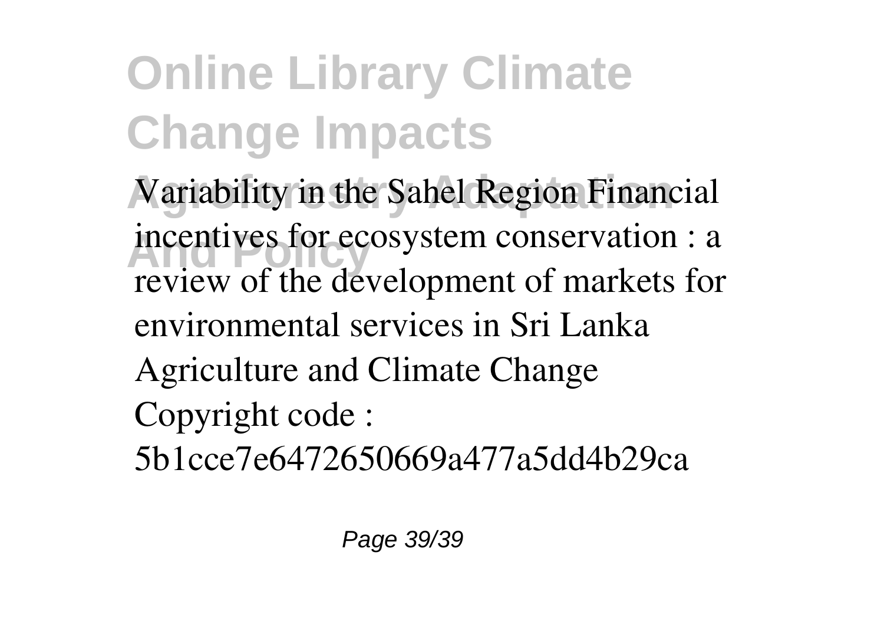Variability in the Sahel Region Financial incentives for ecosystem conservation : a review of the development of markets for environmental services in Sri Lanka Agriculture and Climate Change

Copyright code : 5b1cce7e6472650669a477a5dd4b29ca